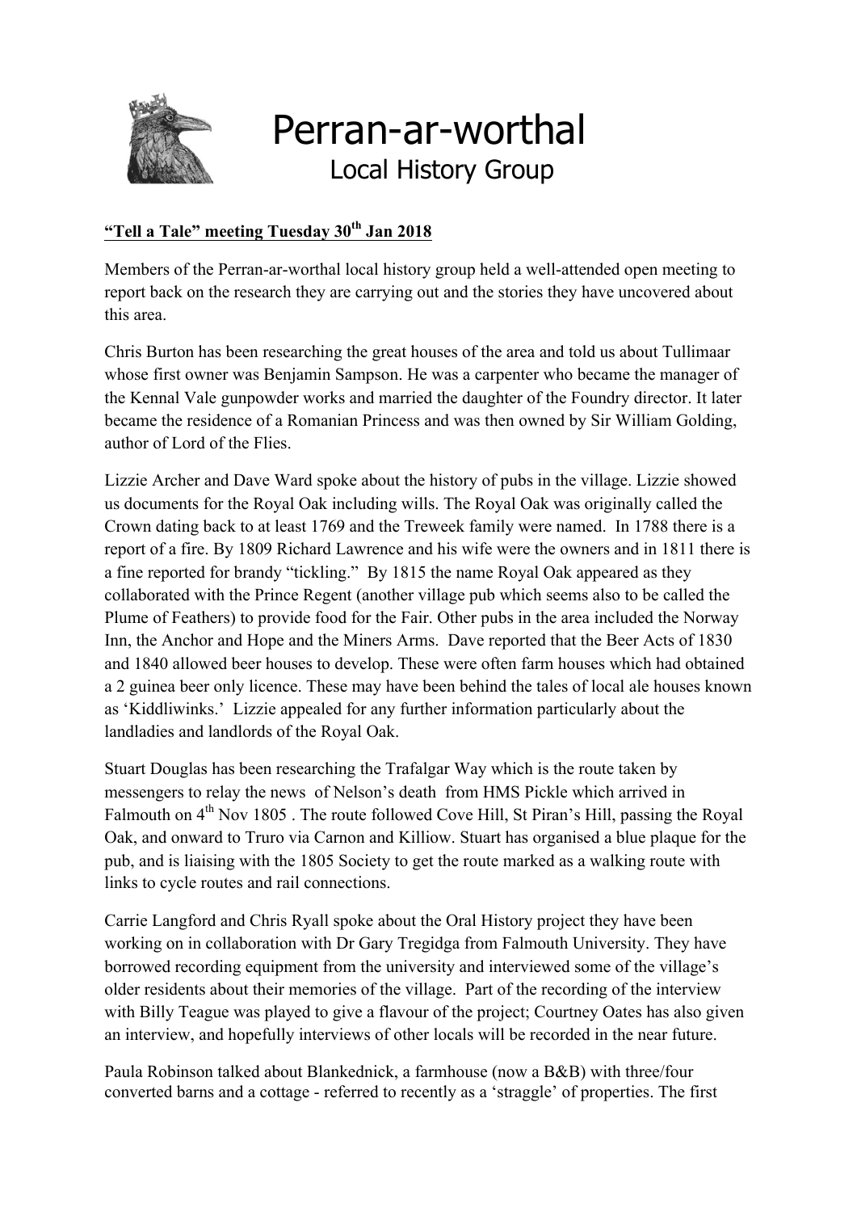# Perran-ar-worthal

## Local History Group

**"Tell a Tale" meeting Tuesday 30th Jan 2018**

Members of the Perran-ar-worthal local history group held a well-attended open meeting to report back on the research they are carrying out and the stories they have uncovered about this area.

Chris Burton has been researching the great houses of the area and told us about Tullimaar whose first owner was Benjamin Sampson. He was a carpenter who became the manager of the Kennal Vale gunpowder works and married the daughter of the Foundry director. It later became the residence of a Romanian Princess and was then owned by Sir William Golding, author of Lord of the Flies.

Lizzie Archer and Dave Ward spoke about the history of pubs in the village. Lizzie showed us documents for the Royal Oak including wills. The Royal Oak was originally called the Crown dating back to at least 1769 and the Treweek family were named. In 1788 there is a report of a fire. By 1809 Richard Lawrence and his wife were the owners and in 1811 there is a fine reported for brandy "tickling." By 1815 the name Royal Oak appeared as they collaborated with the Prince Regent (another village pub which seems also to be called the Plume of Feathers) to provide food for the Fair. Other pubs in the area included the Norway Inn, the Anchor and Hope and the Miners Arms. Dave reported that the Beer Acts of 1830 and 1840 allowed beer houses to develop. These were often farm houses which had obtained a 2 guinea beer only licence. These may have been behind the tales of local ale houses known as 'Kiddliwinks.' Lizzie appealed for any further information particularly about the landladies and landlords of the Royal Oak.

Stuart Douglas has been researching the Trafalgar Way which is the route taken by messengers to relay the news of Nelson's death from HMS Pickle which arrived in Falmouth on 4th Nov 1805 . The route followed Cove Hill, St Piran's Hill, passing the Royal Oak, and onward to Truro via Carnon and Killiow. Stuart has organised a blue plaque for the pub, and is liaising with the 1805 Society to get the route marked as a walking route with links to cycle routes and rail connections.

Carrie Langford and Chris Ryall spoke about the Oral History project they have been working on in collaboration with Dr Gary Tregidga from Falmouth University. They have borrowed recording equipment from the university and interviewed some of the village's older residents about their memories of the village. Part of the recording of the interview with Billy Teague was played to give a flavour of the project; Courtney Oates has also given an interview, and hopefully interviews of other locals will be recorded in the near future.

Paula Robinson talked about Blankednick, a farmhouse (now a B&B) with three/four converted barns and a cottage - referred to recently as a 'straggle' of properties. The first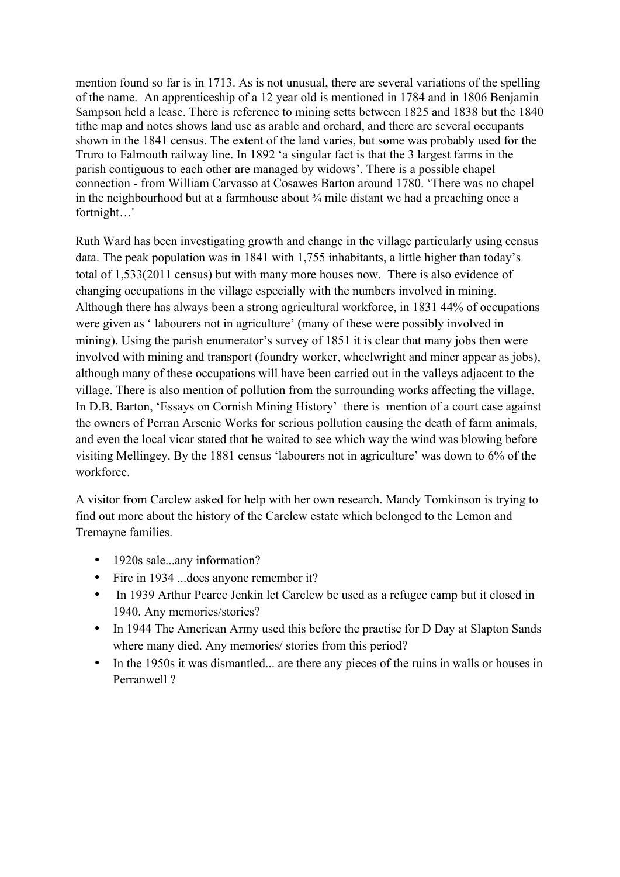mention found so far is in 1713. As is not unusual, there are several variations of the spelling of the name. An apprenticeship of a 12 year old is mentioned in 1784 and in 1806 Benjamin Sampson held a lease. There is reference to mining setts between 1825 and 1838 but the 1840 tithe map and notes shows land use as arable and orchard, and there are several occupants shown in the 1841 census. The extent of the land varies, but some was probably used for the Truro to Falmouth railway line. In 1892 'a singular fact is that the 3 largest farms in the parish contiguous to each other are managed by widows'. There is a possible chapel connection - from William Carvasso at Cosawes Barton around 1780. 'There was no chapel in the neighbourhood but at a farmhouse about ¾ mile distant we had a preaching once a fortnight…'

Ruth Ward has been investigating growth and change in the village particularly using census data. The peak population was in 1841 with 1,755 inhabitants, a little higher than today's total of 1,533(2011 census) but with many more houses now. There is also evidence of changing occupations in the village especially with the numbers involved in mining. Although there has always been a strong agricultural workforce, in 1831 44% of occupations were given as ' labourers not in agriculture' (many of these were possibly involved in mining). Using the parish enumerator's survey of 1851 it is clear that many jobs then were involved with mining and transport (foundry worker, wheelwright and miner appear as jobs), although many of these occupations will have been carried out in the valleys adjacent to the village. There is also mention of pollution from the surrounding works affecting the village. In D.B. Barton, 'Essays on Cornish Mining History' there is mention of a court case against the owners of Perran Arsenic Works for serious pollution causing the death of farm animals, and even the local vicar stated that he waited to see which way the wind was blowing before visiting Mellingey. By the 1881 census 'labourers not in agriculture' was down to 6% of the workforce.

A visitor from Carclew asked for help with her own research. Mandy Tomkinson is trying to find out more about the history of the Carclew estate which belonged to the Lemon and Tremayne families.

- 1920s sale...any information?
- Fire in 1934 ...does anyone remember it?
- In 1939 Arthur Pearce Jenkin let Carclew be used as a refugee camp but it closed in 1940. Any memories/stories?
- In 1944 The American Army used this before the practise for D Day at Slapton Sands where many died. Any memories/ stories from this period?
- In the 1950s it was dismantled... are there any pieces of the ruins in walls or houses in Perranwell ?